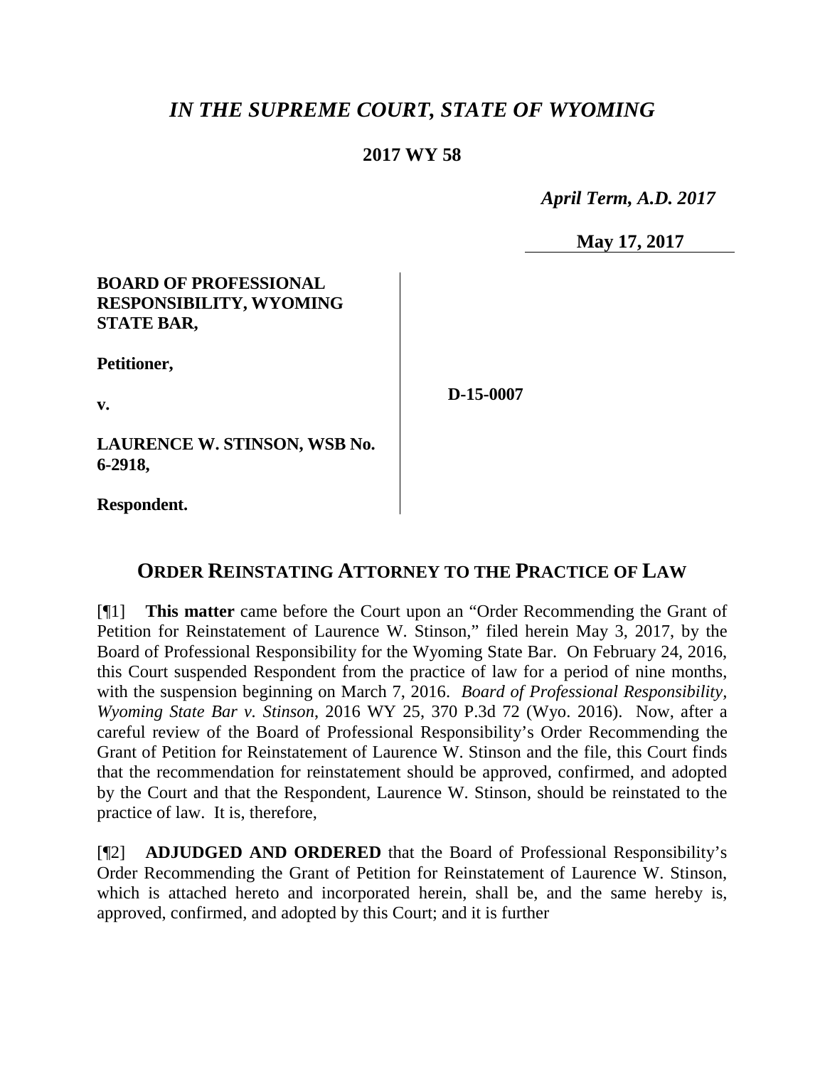# *IN THE SUPREME COURT, STATE OF WYOMING*

**2017 WY 58**

*April Term, A.D. 2017*

**May 17, 2017**

| | |
|---|---|
| **BOARD OF PROFESSIONAL RESPONSIBILITY, WYOMING STATE BAR,**<br><br>**Petitioner,**<br><br>**v.**<br><br>**LAURENCE W. STINSON, WSB No. 6-2918,**<br><br>**Respondent.** | **D-15-0007** |

## ORDER REINSTATING ATTORNEY TO THE PRACTICE OF LAW

[¶1] **This matter** came before the Court upon an "Order Recommending the Grant of Petition for Reinstatement of Laurence W. Stinson," filed herein May 3, 2017, by the Board of Professional Responsibility for the Wyoming State Bar. On February 24, 2016, this Court suspended Respondent from the practice of law for a period of nine months, with the suspension beginning on March 7, 2016. *Board of Professional Responsibility, Wyoming State Bar v. Stinson*, 2016 WY 25, 370 P.3d 72 (Wyo. 2016). Now, after a careful review of the Board of Professional Responsibility's Order Recommending the Grant of Petition for Reinstatement of Laurence W. Stinson and the file, this Court finds that the recommendation for reinstatement should be approved, confirmed, and adopted by the Court and that the Respondent, Laurence W. Stinson, should be reinstated to the practice of law. It is, therefore,

[¶2] **ADJUDGED AND ORDERED** that the Board of Professional Responsibility's Order Recommending the Grant of Petition for Reinstatement of Laurence W. Stinson, which is attached hereto and incorporated herein, shall be, and the same hereby is, approved, confirmed, and adopted by this Court; and it is further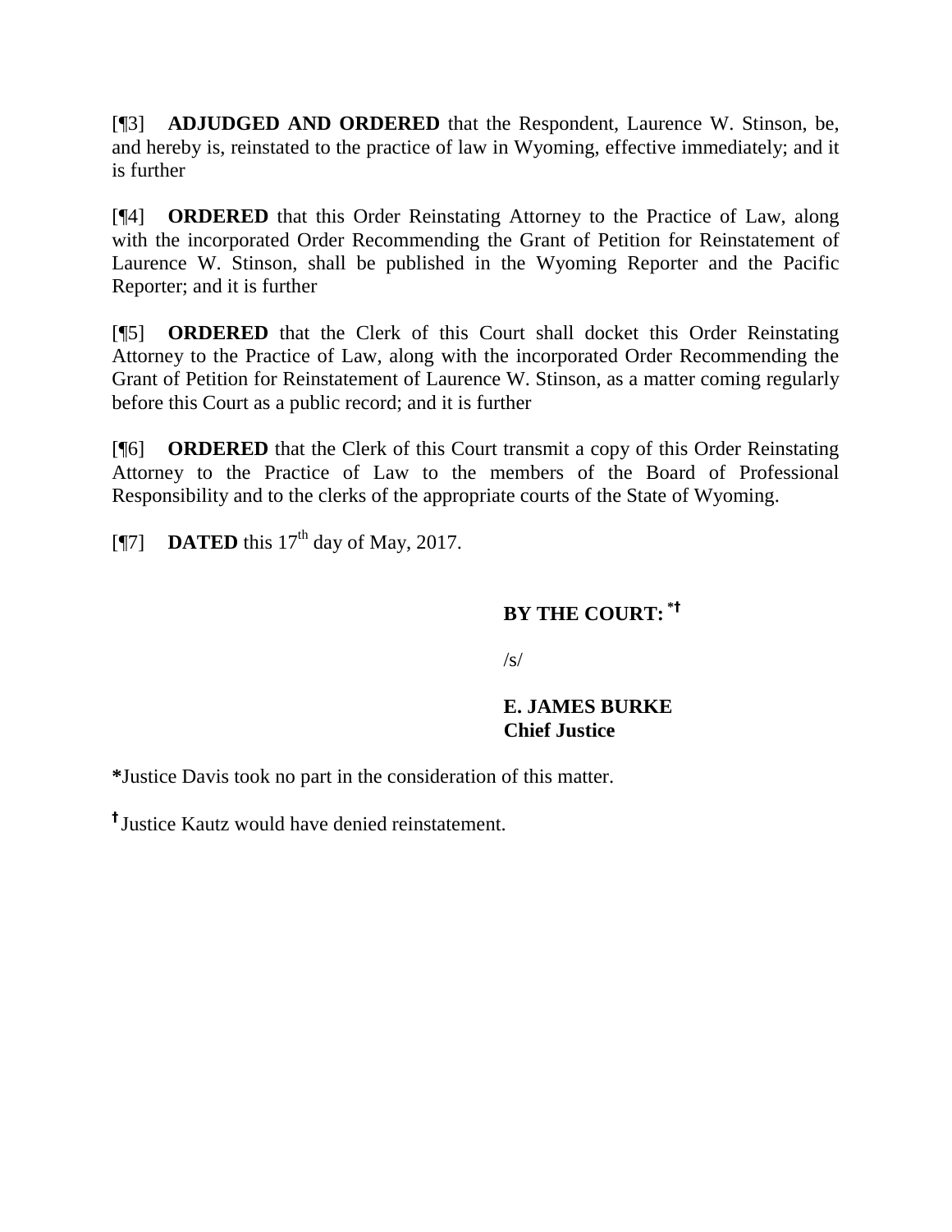[¶3] **ADJUDGED AND ORDERED** that the Respondent, Laurence W. Stinson, be, and hereby is, reinstated to the practice of law in Wyoming, effective immediately; and it is further

[¶4] **ORDERED** that this Order Reinstating Attorney to the Practice of Law, along with the incorporated Order Recommending the Grant of Petition for Reinstatement of Laurence W. Stinson, shall be published in the Wyoming Reporter and the Pacific Reporter; and it is further

[¶5] **ORDERED** that the Clerk of this Court shall docket this Order Reinstating Attorney to the Practice of Law, along with the incorporated Order Recommending the Grant of Petition for Reinstatement of Laurence W. Stinson, as a matter coming regularly before this Court as a public record; and it is further

[¶6] **ORDERED** that the Clerk of this Court transmit a copy of this Order Reinstating Attorney to the Practice of Law to the members of the Board of Professional Responsibility and to the clerks of the appropriate courts of the State of Wyoming.

[¶7] **DATED** this 17th day of May, 2017.

**BY THE COURT:** [*†]

/s/

**E. JAMES BURKE**
**Chief Justice**

**\***Justice Davis took no part in the consideration of this matter.

**†** Justice Kautz would have denied reinstatement.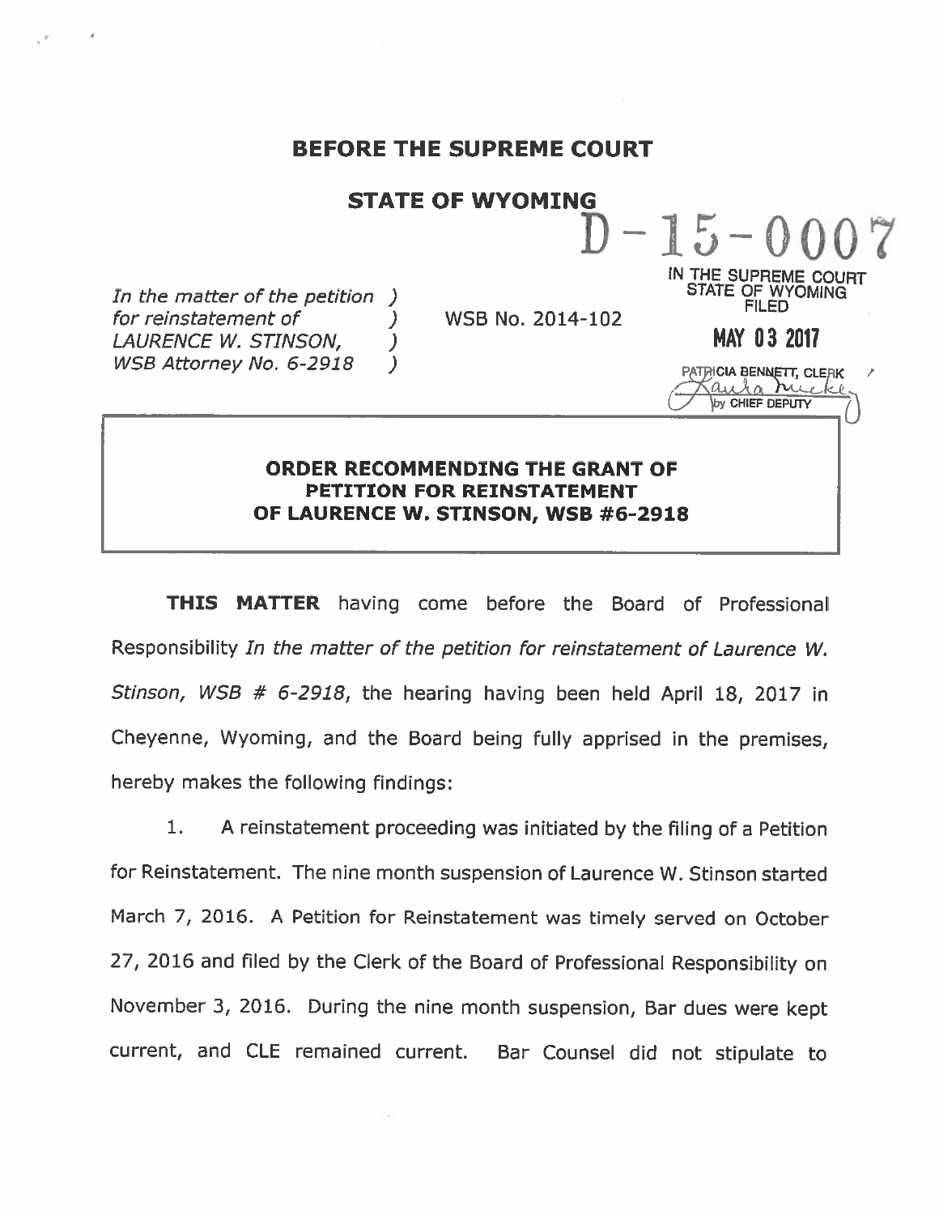# BEFORE THE SUPREME COURT

## STATE OF WYOMING

D-15-0007

IN THE SUPREME COURT
STATE OF WYOMING
FILED

MAY 03 2017

PATRICIA BENNETT, CLERK
by CHIEF DEPUTY

*In the matter of the petition for reinstatement of LAURENCE W. STINSON, WSB Attorney No. 6-2918*

WSB No. 2014-102

**ORDER RECOMMENDING THE GRANT OF PETITION FOR REINSTATEMENT OF LAURENCE W. STINSON, WSB #6-2918**

**THIS MATTER** having come before the Board of Professional Responsibility *In the matter of the petition for reinstatement of Laurence W. Stinson, WSB # 6-2918*, the hearing having been held April 18, 2017 in Cheyenne, Wyoming, and the Board being fully apprised in the premises, hereby makes the following findings:

1. A reinstatement proceeding was initiated by the filing of a Petition for Reinstatement. The nine month suspension of Laurence W. Stinson started March 7, 2016. A Petition for Reinstatement was timely served on October 27, 2016 and filed by the Clerk of the Board of Professional Responsibility on November 3, 2016. During the nine month suspension, Bar dues were kept current, and CLE remained current. Bar Counsel did not stipulate to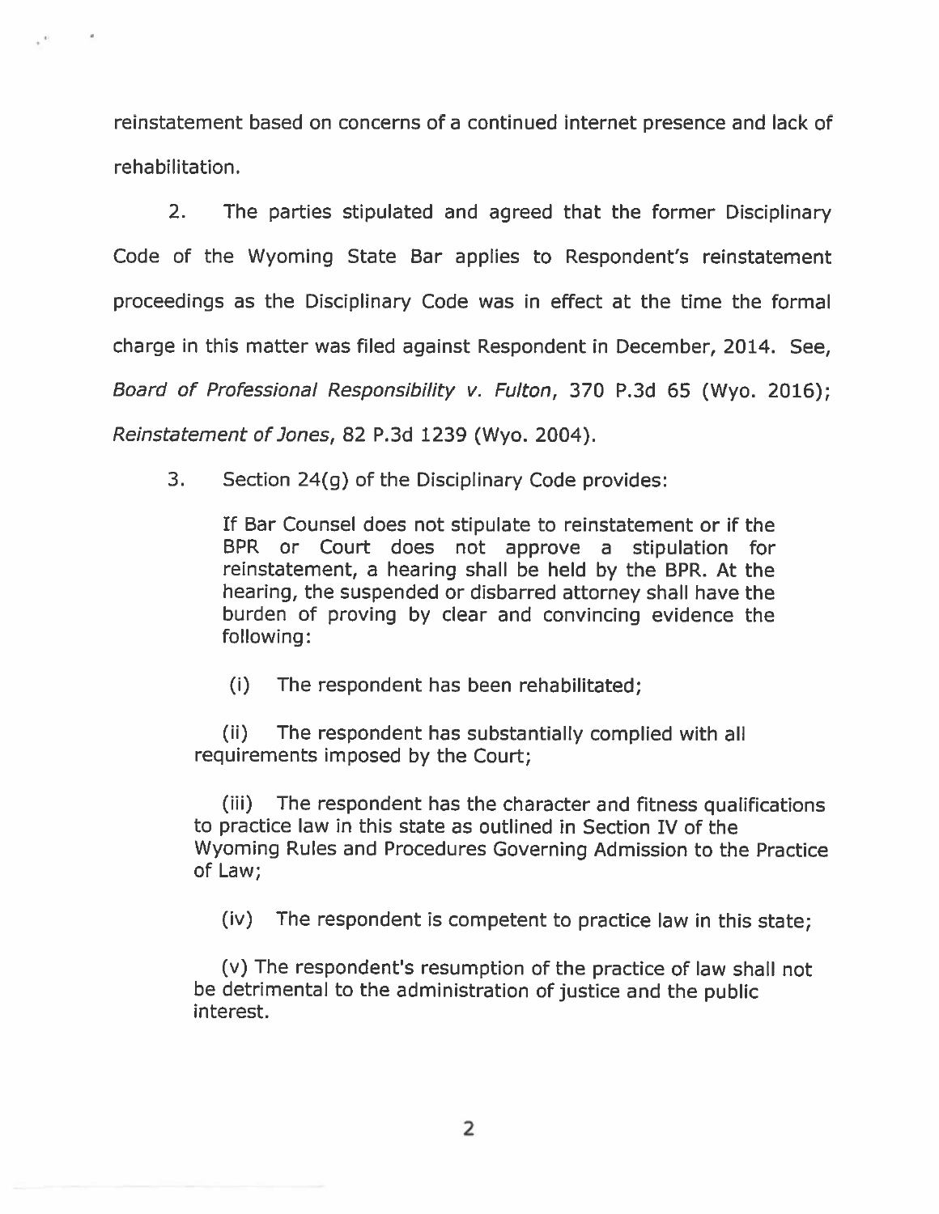reinstatement based on concerns of a continued internet presence and lack of rehabilitation.

2. The parties stipulated and agreed that the former Disciplinary Code of the Wyoming State Bar applies to Respondent's reinstatement proceedings as the Disciplinary Code was in effect at the time the formal charge in this matter was filed against Respondent in December, 2014. See, *Board of Professional Responsibility v. Fulton*, 370 P.3d 65 (Wyo. 2016); *Reinstatement of Jones*, 82 P.3d 1239 (Wyo. 2004).

3. Section 24(g) of the Disciplinary Code provides:

> If Bar Counsel does not stipulate to reinstatement or if the BPR or Court does not approve a stipulation for reinstatement, a hearing shall be held by the BPR. At the hearing, the suspended or disbarred attorney shall have the burden of proving by clear and convincing evidence the following:
>
> (i) The respondent has been rehabilitated;
>
> (ii) The respondent has substantially complied with all requirements imposed by the Court;
>
> (iii) The respondent has the character and fitness qualifications to practice law in this state as outlined in Section IV of the Wyoming Rules and Procedures Governing Admission to the Practice of Law;
>
> (iv) The respondent is competent to practice law in this state;
>
> (v) The respondent's resumption of the practice of law shall not be detrimental to the administration of justice and the public interest.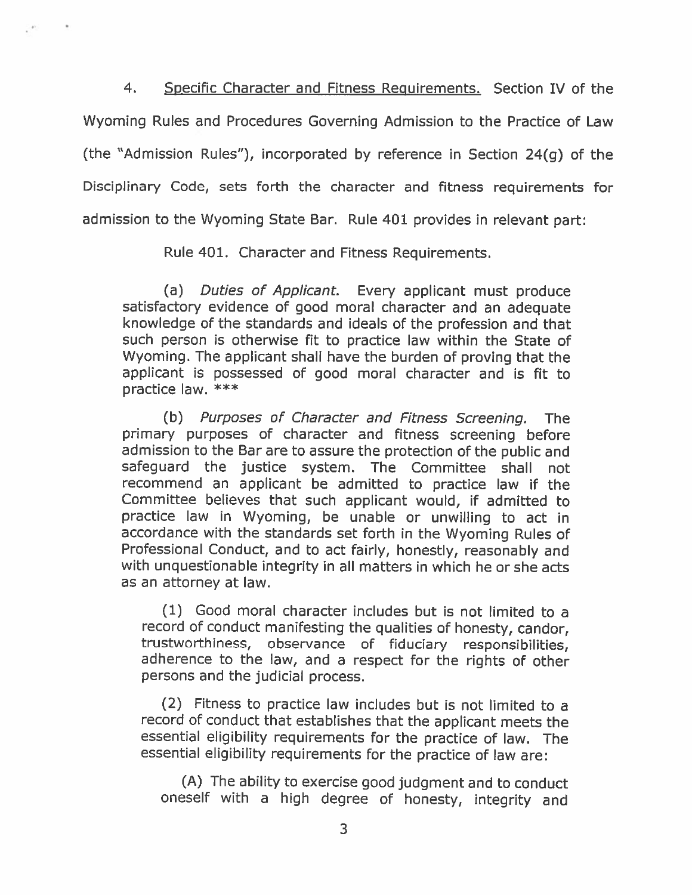4. Specific Character and Fitness Requirements. Section IV of the Wyoming Rules and Procedures Governing Admission to the Practice of Law (the "Admission Rules"), incorporated by reference in Section 24(g) of the Disciplinary Code, sets forth the character and fitness requirements for admission to the Wyoming State Bar. Rule 401 provides in relevant part:

> Rule 401. Character and Fitness Requirements.
>
> (a) *Duties of Applicant.* Every applicant must produce satisfactory evidence of good moral character and an adequate knowledge of the standards and ideals of the profession and that such person is otherwise fit to practice law within the State of Wyoming. The applicant shall have the burden of proving that the applicant is possessed of good moral character and is fit to practice law. ***
>
> (b) *Purposes of Character and Fitness Screening.* The primary purposes of character and fitness screening before admission to the Bar are to assure the protection of the public and safeguard the justice system. The Committee shall not recommend an applicant be admitted to practice law if the Committee believes that such applicant would, if admitted to practice law in Wyoming, be unable or unwilling to act in accordance with the standards set forth in the Wyoming Rules of Professional Conduct, and to act fairly, honestly, reasonably and with unquestionable integrity in all matters in which he or she acts as an attorney at law.
>
> (1) Good moral character includes but is not limited to a record of conduct manifesting the qualities of honesty, candor, trustworthiness, observance of fiduciary responsibilities, adherence to the law, and a respect for the rights of other persons and the judicial process.
>
> (2) Fitness to practice law includes but is not limited to a record of conduct that establishes that the applicant meets the essential eligibility requirements for the practice of law. The essential eligibility requirements for the practice of law are:
>
> (A) The ability to exercise good judgment and to conduct oneself with a high degree of honesty, integrity and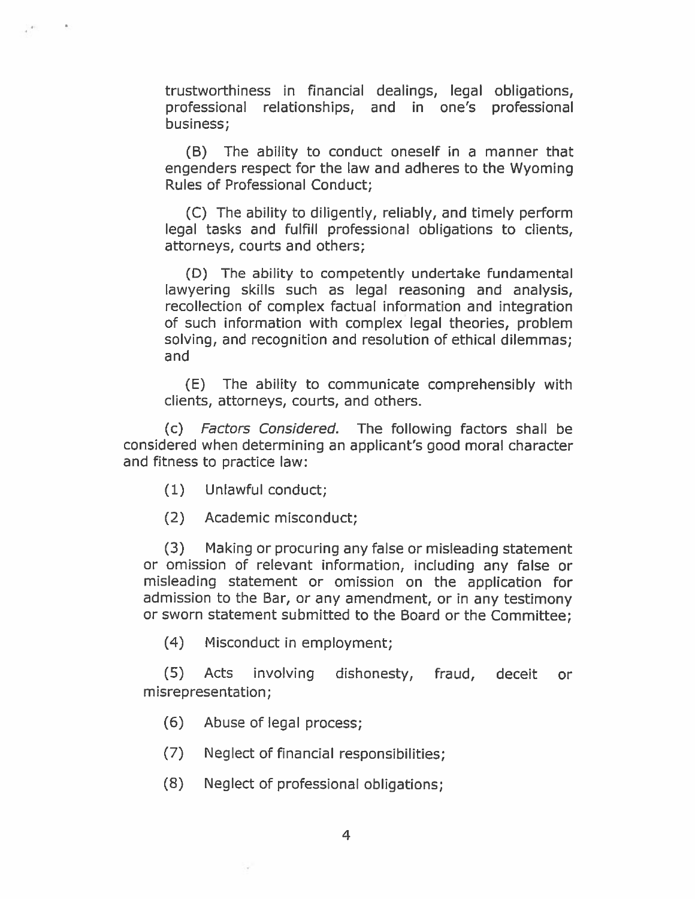trustworthiness in financial dealings, legal obligations, professional relationships, and in one's professional business;

(B) The ability to conduct oneself in a manner that engenders respect for the law and adheres to the Wyoming Rules of Professional Conduct;

(C) The ability to diligently, reliably, and timely perform legal tasks and fulfill professional obligations to clients, attorneys, courts and others;

(D) The ability to competently undertake fundamental lawyering skills such as legal reasoning and analysis, recollection of complex factual information and integration of such information with complex legal theories, problem solving, and recognition and resolution of ethical dilemmas; and

(E) The ability to communicate comprehensibly with clients, attorneys, courts, and others.

(c) *Factors Considered.* The following factors shall be considered when determining an applicant's good moral character and fitness to practice law:

(1) Unlawful conduct;

(2) Academic misconduct;

(3) Making or procuring any false or misleading statement or omission of relevant information, including any false or misleading statement or omission on the application for admission to the Bar, or any amendment, or in any testimony or sworn statement submitted to the Board or the Committee;

(4) Misconduct in employment;

(5) Acts involving dishonesty, fraud, deceit or misrepresentation;

(6) Abuse of legal process;

(7) Neglect of financial responsibilities;

(8) Neglect of professional obligations;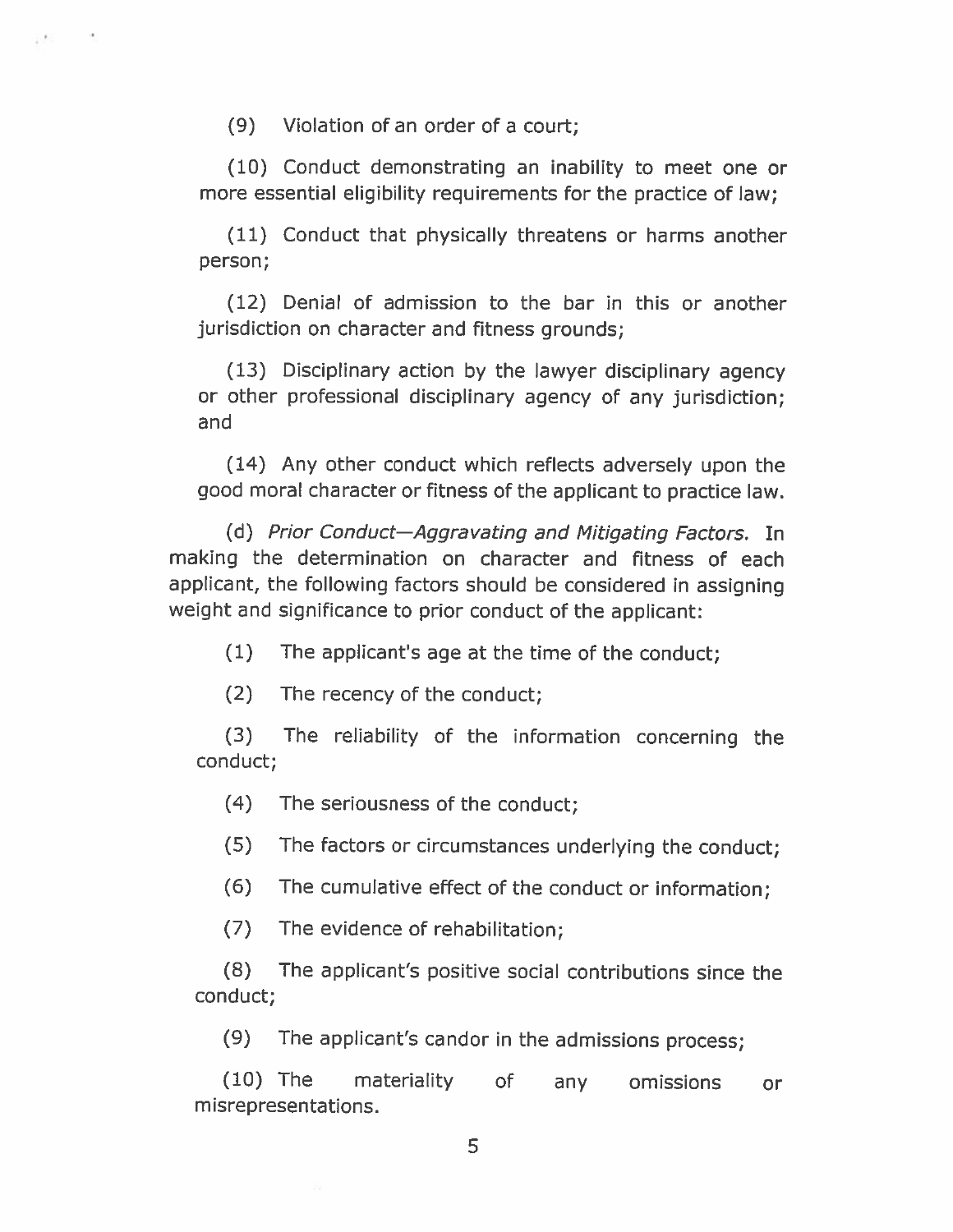(9) Violation of an order of a court;

(10) Conduct demonstrating an inability to meet one or more essential eligibility requirements for the practice of law;

(11) Conduct that physically threatens or harms another person;

(12) Denial of admission to the bar in this or another jurisdiction on character and fitness grounds;

(13) Disciplinary action by the lawyer disciplinary agency or other professional disciplinary agency of any jurisdiction; and

(14) Any other conduct which reflects adversely upon the good moral character or fitness of the applicant to practice law.

(d) *Prior Conduct—Aggravating and Mitigating Factors.* In making the determination on character and fitness of each applicant, the following factors should be considered in assigning weight and significance to prior conduct of the applicant:

(1) The applicant's age at the time of the conduct;

(2) The recency of the conduct;

(3) The reliability of the information concerning the conduct;

(4) The seriousness of the conduct;

(5) The factors or circumstances underlying the conduct;

(6) The cumulative effect of the conduct or information;

(7) The evidence of rehabilitation;

(8) The applicant's positive social contributions since the conduct;

(9) The applicant's candor in the admissions process;

(10) The materiality of any omissions or misrepresentations.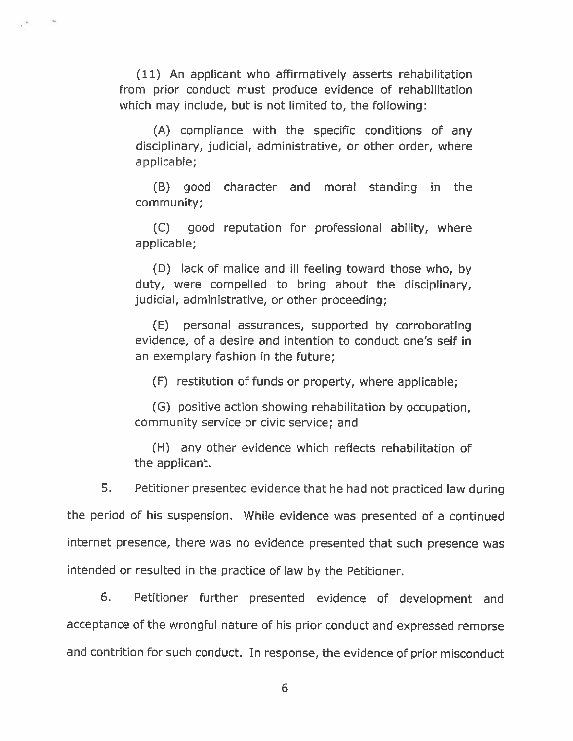(11) An applicant who affirmatively asserts rehabilitation from prior conduct must produce evidence of rehabilitation which may include, but is not limited to, the following:

(A) compliance with the specific conditions of any disciplinary, judicial, administrative, or other order, where applicable;

(B) good character and moral standing in the community;

(C) good reputation for professional ability, where applicable;

(D) lack of malice and ill feeling toward those who, by duty, were compelled to bring about the disciplinary, judicial, administrative, or other proceeding;

(E) personal assurances, supported by corroborating evidence, of a desire and intention to conduct one's self in an exemplary fashion in the future;

(F) restitution of funds or property, where applicable;

(G) positive action showing rehabilitation by occupation, community service or civic service; and

(H) any other evidence which reflects rehabilitation of the applicant.

5. Petitioner presented evidence that he had not practiced law during the period of his suspension. While evidence was presented of a continued internet presence, there was no evidence presented that such presence was intended or resulted in the practice of law by the Petitioner.

6. Petitioner further presented evidence of development and acceptance of the wrongful nature of his prior conduct and expressed remorse and contrition for such conduct. In response, the evidence of prior misconduct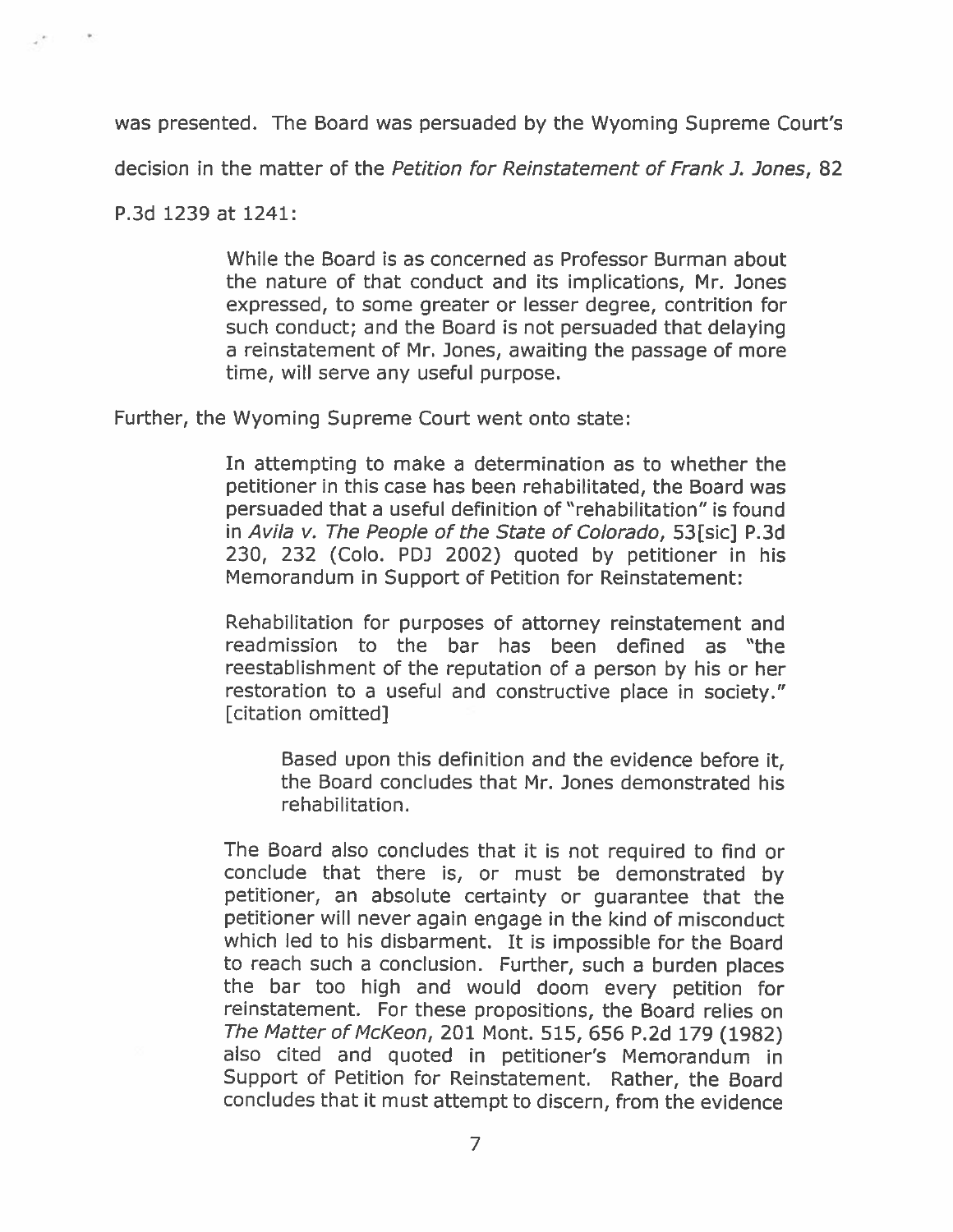was presented. The Board was persuaded by the Wyoming Supreme Court's decision in the matter of the *Petition for Reinstatement of Frank J. Jones*, 82 P.3d 1239 at 1241:

> While the Board is as concerned as Professor Burman about the nature of that conduct and its implications, Mr. Jones expressed, to some greater or lesser degree, contrition for such conduct; and the Board is not persuaded that delaying a reinstatement of Mr. Jones, awaiting the passage of more time, will serve any useful purpose.

Further, the Wyoming Supreme Court went onto state:

> In attempting to make a determination as to whether the petitioner in this case has been rehabilitated, the Board was persuaded that a useful definition of "rehabilitation" is found in *Avila v. The People of the State of Colorado*, 53[sic] P.3d 230, 232 (Colo. PDJ 2002) quoted by petitioner in his Memorandum in Support of Petition for Reinstatement:
>
> Rehabilitation for purposes of attorney reinstatement and readmission to the bar has been defined as "the reestablishment of the reputation of a person by his or her restoration to a useful and constructive place in society." [citation omitted]
>
>> Based upon this definition and the evidence before it, the Board concludes that Mr. Jones demonstrated his rehabilitation.
>
> The Board also concludes that it is not required to find or conclude that there is, or must be demonstrated by petitioner, an absolute certainty or guarantee that the petitioner will never again engage in the kind of misconduct which led to his disbarment. It is impossible for the Board to reach such a conclusion. Further, such a burden places the bar too high and would doom every petition for reinstatement. For these propositions, the Board relies on *The Matter of McKeon*, 201 Mont. 515, 656 P.2d 179 (1982) also cited and quoted in petitioner's Memorandum in Support of Petition for Reinstatement. Rather, the Board concludes that it must attempt to discern, from the evidence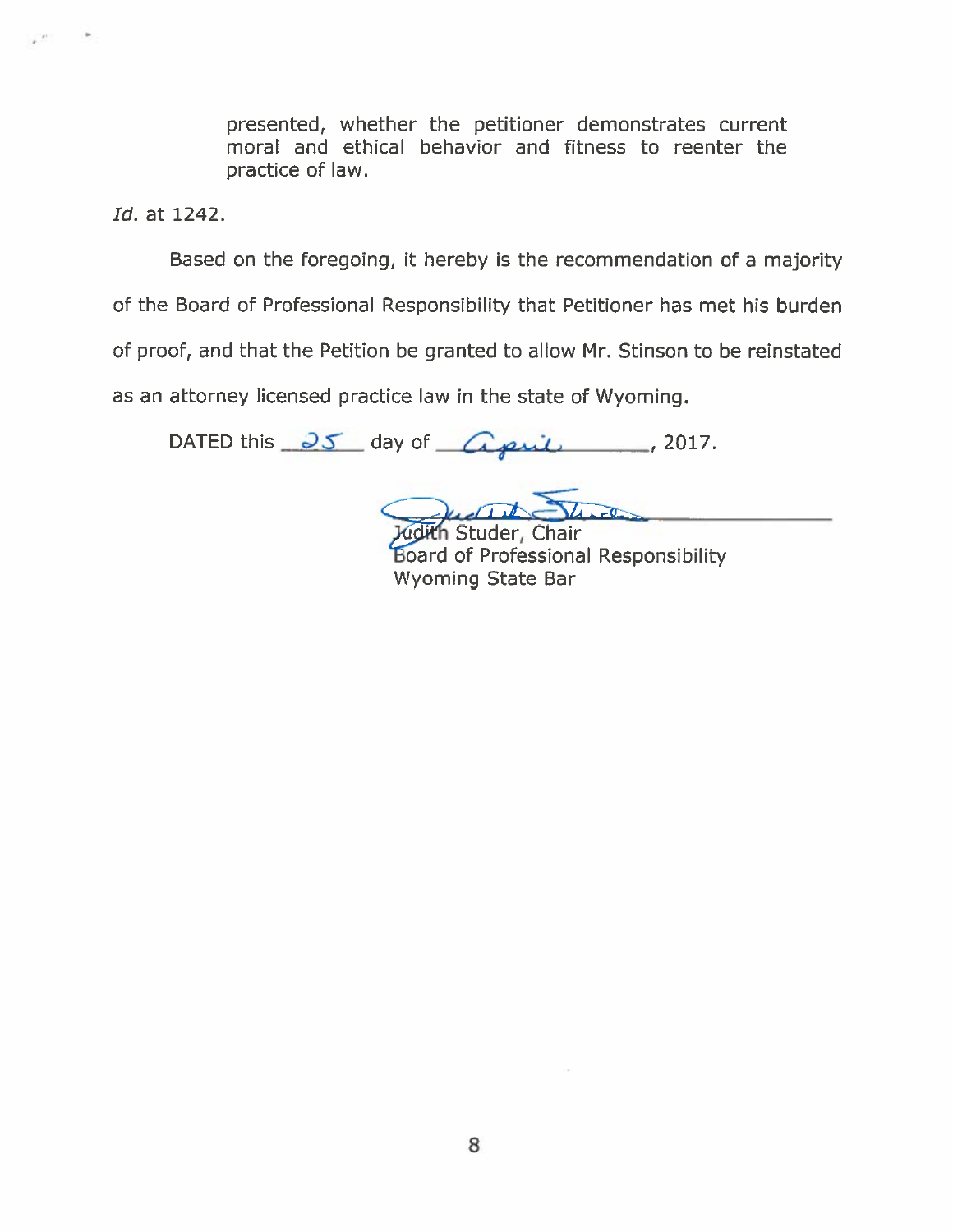> presented, whether the petitioner demonstrates current moral and ethical behavior and fitness to reenter the practice of law.

*Id.* at 1242.

Based on the foregoing, it hereby is the recommendation of a majority of the Board of Professional Responsibility that Petitioner has met his burden of proof, and that the Petition be granted to allow Mr. Stinson to be reinstated as an attorney licensed practice law in the state of Wyoming.

DATED this 25 day of April, 2017.

Judith Studer, Chair
Board of Professional Responsibility
Wyoming State Bar